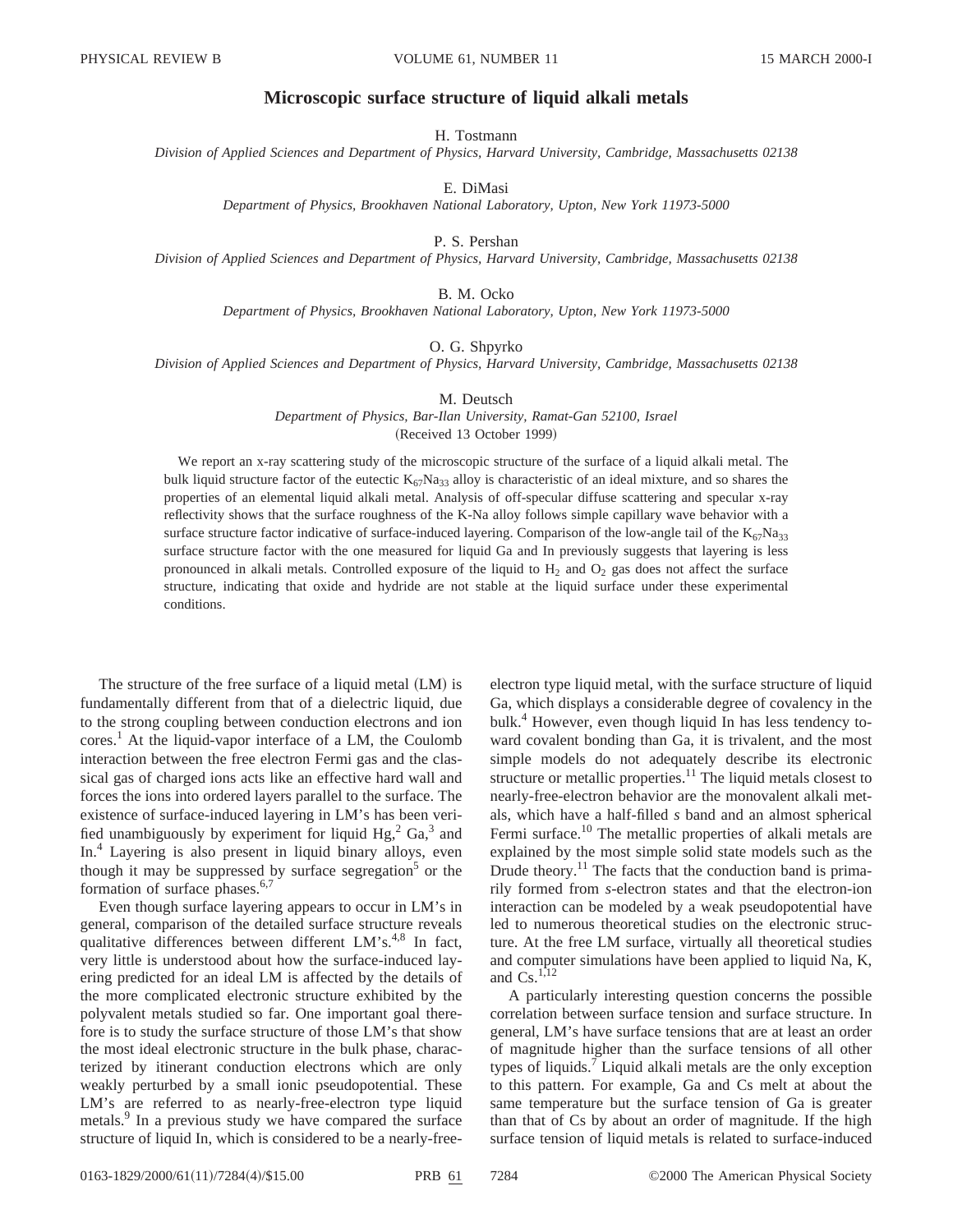# Microscopic surface structure of liquid alkali metals

H. Tostmann

*Division of Applied Sciences and Department of Physics, Harvard University, Cambridge, Massachusetts 02138*

E. DiMasi

*Department of Physics, Brookhaven National Laboratory, Upton, New York 11973-5000*

P. S. Pershan

*Division of Applied Sciences and Department of Physics, Harvard University, Cambridge, Massachusetts 02138*

B. M. Ocko

*Department of Physics, Brookhaven National Laboratory, Upton, New York 11973-5000*

O. G. Shpyrko

*Division of Applied Sciences and Department of Physics, Harvard University, Cambridge, Massachusetts 02138*

M. Deutsch

*Department of Physics, Bar-Ilan University, Ramat-Gan 52100, Israel*

(Received 13 October 1999)

We report an x-ray scattering study of the microscopic structure of the surface of a liquid alkali metal. The bulk liquid structure factor of the eutectic $K_{67}Na_{33}$ alloy is characteristic of an ideal mixture, and so shares the properties of an elemental liquid alkali metal. Analysis of off-specular diffuse scattering and specular x-ray reflectivity shows that the surface roughness of the K-Na alloy follows simple capillary wave behavior with a surface structure factor indicative of surface-induced layering. Comparison of the low-angle tail of the $K_{67}Na_{33}$ surface structure factor with the one measured for liquid Ga and In previously suggests that layering is less pronounced in alkali metals. Controlled exposure of the liquid to $H_2$ and $O_2$ gas does not affect the surface structure, indicating that oxide and hydride are not stable at the liquid surface under these experimental conditions.

The structure of the free surface of a liquid metal (LM) is fundamentally different from that of a dielectric liquid, due to the strong coupling between conduction electrons and ion cores.[1] At the liquid-vapor interface of a LM, the Coulomb interaction between the free electron Fermi gas and the classical gas of charged ions acts like an effective hard wall and forces the ions into ordered layers parallel to the surface. The existence of surface-induced layering in LM's has been verified unambiguously by experiment for liquid Hg,[2] Ga,[3] and In.[4] Layering is also present in liquid binary alloys, even though it may be suppressed by surface segregation[5] or the formation of surface phases.[6,7]

Even though surface layering appears to occur in LM's in general, comparison of the detailed surface structure reveals qualitative differences between different LM's.[4,8] In fact, very little is understood about how the surface-induced layering predicted for an ideal LM is affected by the details of the more complicated electronic structure exhibited by the polyvalent metals studied so far. One important goal therefore is to study the surface structure of those LM's that show the most ideal electronic structure in the bulk phase, characterized by itinerant conduction electrons which are only weakly perturbed by a small ionic pseudopotential. These LM's are referred to as nearly-free-electron type liquid metals.[9] In a previous study we have compared the surface structure of liquid In, which is considered to be a nearly-free-electron type liquid metal, with the surface structure of liquid Ga, which displays a considerable degree of covalency in the bulk.[4] However, even though liquid In has less tendency toward covalent bonding than Ga, it is trivalent, and the most simple models do not adequately describe its electronic structure or metallic properties.[11] The liquid metals closest to nearly-free-electron behavior are the monovalent alkali metals, which have a half-filled *s* band and an almost spherical Fermi surface.[10] The metallic properties of alkali metals are explained by the most simple solid state models such as the Drude theory.[11] The facts that the conduction band is primarily formed from *s*-electron states and that the electron-ion interaction can be modeled by a weak pseudopotential have led to numerous theoretical studies on the electronic structure. At the free LM surface, virtually all theoretical studies and computer simulations have been applied to liquid Na, K, and Cs.[1,12]

A particularly interesting question concerns the possible correlation between surface tension and surface structure. In general, LM's have surface tensions that are at least an order of magnitude higher than the surface tensions of all other types of liquids.[7] Liquid alkali metals are the only exception to this pattern. For example, Ga and Cs melt at about the same temperature but the surface tension of Ga is greater than that of Cs by about an order of magnitude. If the high surface tension of liquid metals is related to surface-induced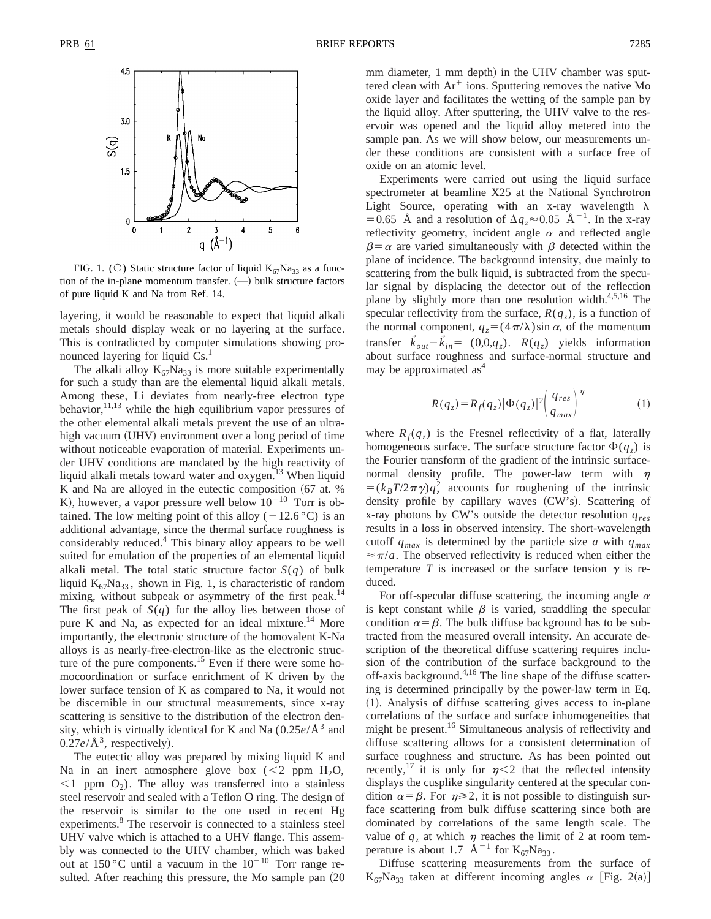FIG. 1. (○) Static structure factor of liquid $K_{67}Na_{33}$ as a function of the in-plane momentum transfer. (—) bulk structure factors of pure liquid K and Na from Ref. 14.

layering, it would be reasonable to expect that liquid alkali metals should display weak or no layering at the surface. This is contradicted by computer simulations showing pronounced layering for liquid Cs.[1]

The alkali alloy $K_{67}Na_{33}$ is more suitable experimentally for such a study than are the elemental liquid alkali metals. Among these, Li deviates from nearly-free electron type behavior,[11,13] while the high equilibrium vapor pressures of the other elemental alkali metals prevent the use of an ultrahigh vacuum (UHV) environment over a long period of time without noticeable evaporation of material. Experiments under UHV conditions are mandated by the high reactivity of liquid alkali metals toward water and oxygen.[13] When liquid K and Na are alloyed in the eutectic composition (67 at. % K), however, a vapor pressure well below $10^{-10}$ Torr is obtained. The low melting point of this alloy ($-12.6\,°C$) is an additional advantage, since the thermal surface roughness is considerably reduced.[4] This binary alloy appears to be well suited for emulation of the properties of an elemental liquid alkali metal. The total static structure factor $S(q)$ of bulk liquid $K_{67}Na_{33}$, shown in Fig. 1, is characteristic of random mixing, without subpeak or asymmetry of the first peak.[14] The first peak of $S(q)$ for the alloy lies between those of pure K and Na, as expected for an ideal mixture.[14] More importantly, the electronic structure of the homovalent K-Na alloys is as nearly-free-electron-like as the electronic structure of the pure components.[15] Even if there were some homocoordination or surface enrichment of K driven by the lower surface tension of K as compared to Na, it would not be discernible in our structural measurements, since x-ray scattering is sensitive to the distribution of the electron density, which is virtually identical for K and Na ($0.25e/\text{Å}^3$ and $0.27e/\text{Å}^3$, respectively).

The eutectic alloy was prepared by mixing liquid K and Na in an inert atmosphere glove box (<2 ppm $H_2O$, <1 ppm $O_2$). The alloy was transferred into a stainless steel reservoir and sealed with a Teflon O ring. The design of the reservoir is similar to the one used in recent Hg experiments.[8] The reservoir is connected to a stainless steel UHV valve which is attached to a UHV flange. This assembly was connected to the UHV chamber, which was baked out at 150 °C until a vacuum in the $10^{-10}$ Torr range resulted. After reaching this pressure, the Mo sample pan (20 mm diameter, 1 mm depth) in the UHV chamber was sputtered clean with $Ar^+$ ions. Sputtering removes the native Mo oxide layer and facilitates the wetting of the sample pan by the liquid alloy. After sputtering, the UHV valve to the reservoir was opened and the liquid alloy metered into the sample pan. As we will show below, our measurements under these conditions are consistent with a surface free of oxide on an atomic level.

Experiments were carried out using the liquid surface spectrometer at beamline X25 at the National Synchrotron Light Source, operating with an x-ray wavelength $\lambda = 0.65$ Å and a resolution of $\Delta q_z \approx 0.05$ Å$^{-1}$. In the x-ray reflectivity geometry, incident angle $\alpha$ and reflected angle $\beta = \alpha$ are varied simultaneously with $\beta$ detected within the plane of incidence. The background intensity, due mainly to scattering from the bulk liquid, is subtracted from the specular signal by displacing the detector out of the reflection plane by slightly more than one resolution width.[4,5,16] The specular reflectivity from the surface, $R(q_z)$, is a function of the normal component, $q_z = (4\pi/\lambda)\sin\alpha$, of the momentum transfer $\vec{k}_{out} - \vec{k}_{in} = (0,0,q_z)$. $R(q_z)$ yields information about surface roughness and surface-normal structure and may be approximated as[4]

$$R(q_z) = R_f(q_z)|\Phi(q_z)|^2\left(\frac{q_{res}}{q_{max}}\right)^{\eta} \tag{1}$$

where $R_f(q_z)$ is the Fresnel reflectivity of a flat, laterally homogeneous surface. The surface structure factor $\Phi(q_z)$ is the Fourier transform of the gradient of the intrinsic surface-normal density profile. The power-law term with $\eta = (k_BT/2\pi\gamma)q_z^2$ accounts for roughening of the intrinsic density profile by capillary waves (CW's). Scattering of x-ray photons by CW's outside the detector resolution $q_{res}$ results in a loss in observed intensity. The short-wavelength cutoff $q_{max}$ is determined by the particle size $a$ with $q_{max} \approx \pi/a$. The observed reflectivity is reduced when either the temperature $T$ is increased or the surface tension $\gamma$ is reduced.

For off-specular diffuse scattering, the incoming angle $\alpha$ is kept constant while $\beta$ is varied, straddling the specular condition $\alpha = \beta$. The bulk diffuse background has to be subtracted from the measured overall intensity. An accurate description of the theoretical diffuse scattering requires inclusion of the contribution of the surface background to the off-axis background.[4,16] The line shape of the diffuse scattering is determined principally by the power-law term in Eq. (1). Analysis of diffuse scattering gives access to in-plane correlations of the surface and surface inhomogeneities that might be present.[16] Simultaneous analysis of reflectivity and diffuse scattering allows for a consistent determination of surface roughness and structure. As has been pointed out recently,[17] it is only for $\eta < 2$ that the reflected intensity displays the cusplike singularity centered at the specular condition $\alpha = \beta$. For $\eta \geq 2$, it is not possible to distinguish surface scattering from bulk diffuse scattering since both are dominated by correlations of the same length scale. The value of $q_z$ at which $\eta$ reaches the limit of 2 at room temperature is about 1.7 Å$^{-1}$ for $K_{67}Na_{33}$.

Diffuse scattering measurements from the surface of $K_{67}Na_{33}$ taken at different incoming angles $\alpha$ [Fig. 2(a)]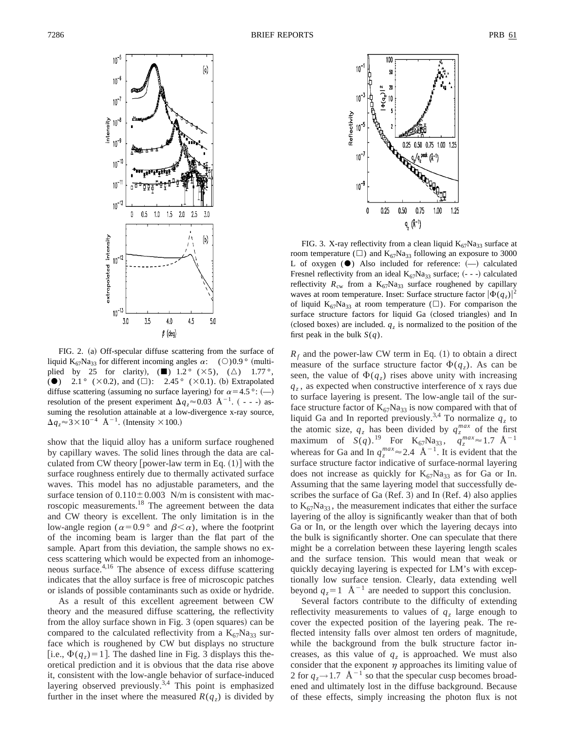FIG. 2. (a) Off-specular diffuse scattering from the surface of liquid $K_{67}Na_{33}$ for different incoming angles $\alpha$: (○)0.9° (multiplied by 25 for clarity), (■) 1.2° (×5), (△) 1.77°, (●) 2.1° (×0.2), and (□): 2.45° (×0.1). (b) Extrapolated diffuse scattering (assuming no surface layering) for $\alpha = 4.5°$: (—) resolution of the present experiment $\Delta q_z \approx 0.03$ Å$^{-1}$. ( - - -) assuming the resolution attainable at a low-divergence x-ray source, $\Delta q_z \approx 3\times10^{-4}$ Å$^{-1}$. (Intensity ×100.)

show that the liquid alloy has a uniform surface roughened by capillary waves. The solid lines through the data are calculated from CW theory [power-law term in Eq. (1)] with the surface roughness entirely due to thermally activated surface waves. This model has no adjustable parameters, and the surface tension of $0.110\pm0.003$ N/m is consistent with macroscopic measurements.[18] The agreement between the data and CW theory is excellent. The only limitation is in the low-angle region ($\alpha=0.9°$ and $\beta<\alpha$), where the footprint of the incoming beam is larger than the flat part of the sample. Apart from this deviation, the sample shows no excess scattering which would be expected from an inhomogeneous surface.[4,16] The absence of excess diffuse scattering indicates that the alloy surface is free of microscopic patches or islands of possible contaminants such as oxide or hydride.

As a result of this excellent agreement between CW theory and the measured diffuse scattering, the reflectivity from the alloy surface shown in Fig. 3 (open squares) can be compared to the calculated reflectivity from a $K_{67}Na_{33}$ surface which is roughened by CW but displays no structure [i.e., $\Phi(q_z)=1$]. The dashed line in Fig. 3 displays this theoretical prediction and it is obvious that the data rise above it, consistent with the low-angle behavior of surface-induced layering observed previously.[3,4] This point is emphasized further in the inset where the measured $R(q_z)$ is divided by

FIG. 3. X-ray reflectivity from a clean liquid $K_{67}Na_{33}$ surface at room temperature (□) and $K_{67}Na_{33}$ following an exposure to 3000 L of oxygen (●) Also included for reference: (—) calculated Fresnel reflectivity from an ideal $K_{67}Na_{33}$ surface; (- - -) calculated reflectivity $R_{cw}$ from a $K_{67}Na_{33}$ surface roughened by capillary waves at room temperature. Inset: Surface structure factor $|\Phi(q_z)|^2$ of liquid $K_{67}Na_{33}$ at room temperature (□). For comparison the surface structure factors for liquid Ga (closed triangles) and In (closed boxes) are included. $q_z$ is normalized to the position of the first peak in the bulk $S(q)$.

$R_f$ and the power-law CW term in Eq. (1) to obtain a direct measure of the surface structure factor $\Phi(q_z)$. As can be seen, the value of $\Phi(q_z)$ rises above unity with increasing $q_z$, as expected when constructive interference of x rays due to surface layering is present. The low-angle tail of the surface structure factor of $K_{67}Na_{33}$ is now compared with that of liquid Ga and In reported previously.[3,4] To normalize $q_z$ to the atomic size, $q_z$ has been divided by $q_z^{max}$ of the first maximum of $S(q)$.[19] For $K_{67}Na_{33}$, $q_z^{max}\approx1.7$ Å$^{-1}$ whereas for Ga and In $q_z^{max}\approx2.4$ Å$^{-1}$. It is evident that the surface structure factor indicative of surface-normal layering does not increase as quickly for $K_{67}Na_{33}$ as for Ga or In. Assuming that the same layering model that successfully describes the surface of Ga (Ref. 3) and In (Ref. 4) also applies to $K_{67}Na_{33}$, the measurement indicates that either the surface layering of the alloy is significantly weaker than that of both Ga or In, or the length over which the layering decays into the bulk is significantly shorter. One can speculate that there might be a correlation between these layering length scales and the surface tension. This would mean that weak or quickly decaying layering is expected for LM's with exceptionally low surface tension. Clearly, data extending well beyond $q_z=1$ Å$^{-1}$ are needed to support this conclusion.

Several factors contribute to the difficulty of extending reflectivity measurements to values of $q_z$ large enough to cover the expected position of the layering peak. The reflected intensity falls over almost ten orders of magnitude, while the background from the bulk structure factor increases, as this value of $q_z$ is approached. We must also consider that the exponent $\eta$ approaches its limiting value of 2 for $q_z\rightarrow1.7$ Å$^{-1}$ so that the specular cusp becomes broadened and ultimately lost in the diffuse background. Because of these effects, simply increasing the photon flux is not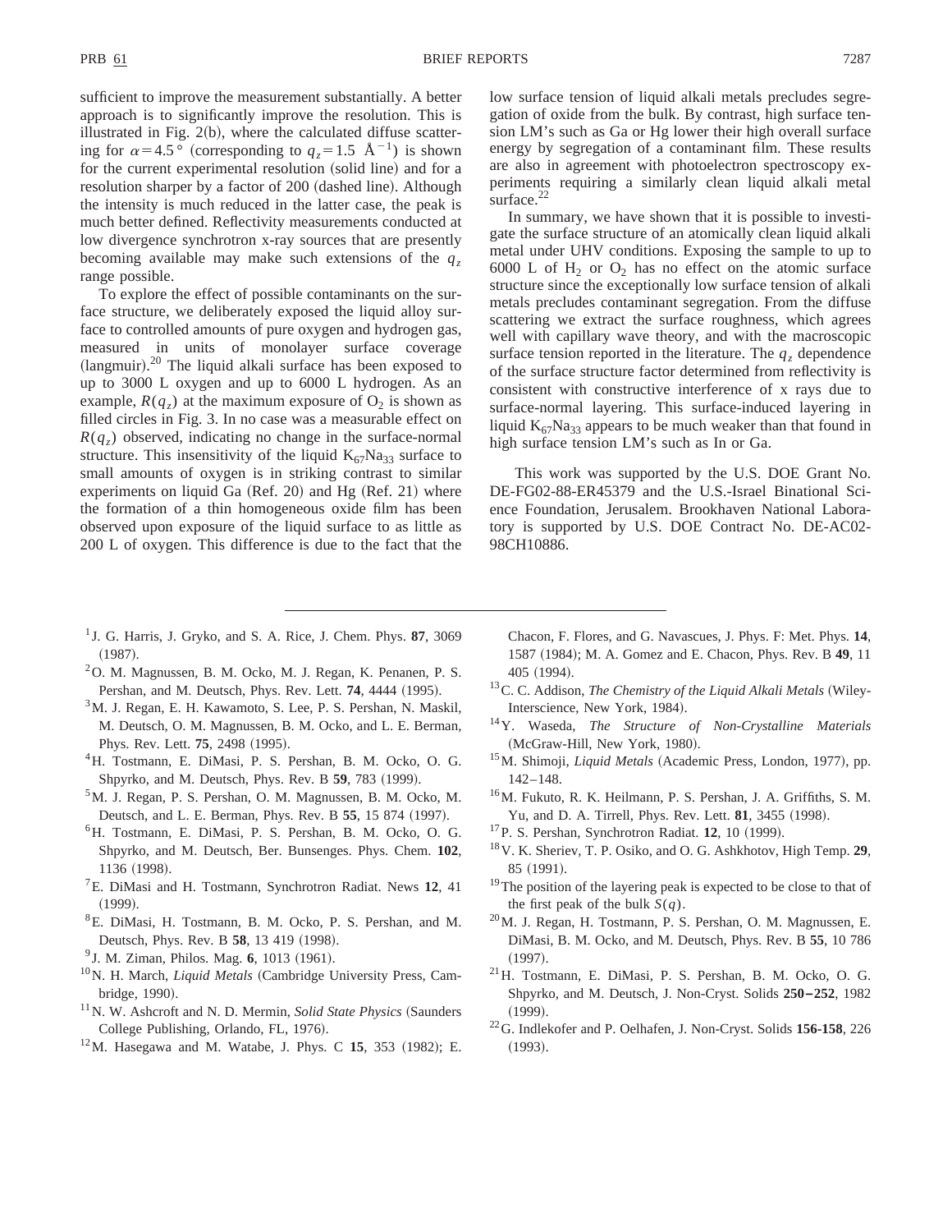sufficient to improve the measurement substantially. A better approach is to significantly improve the resolution. This is illustrated in Fig. 2(b), where the calculated diffuse scattering for $\alpha = 4.5°$ (corresponding to $q_z = 1.5$ Å$^{-1}$) is shown for the current experimental resolution (solid line) and for a resolution sharper by a factor of 200 (dashed line). Although the intensity is much reduced in the latter case, the peak is much better defined. Reflectivity measurements conducted at low divergence synchrotron x-ray sources that are presently becoming available may make such extensions of the $q_z$ range possible.

To explore the effect of possible contaminants on the surface structure, we deliberately exposed the liquid alloy surface to controlled amounts of pure oxygen and hydrogen gas, measured in units of monolayer surface coverage (langmuir).[20] The liquid alkali surface has been exposed to up to 3000 L oxygen and up to 6000 L hydrogen. As an example, $R(q_z)$ at the maximum exposure of $O_2$ is shown as filled circles in Fig. 3. In no case was a measurable effect on $R(q_z)$ observed, indicating no change in the surface-normal structure. This insensitivity of the liquid $K_{67}Na_{33}$ surface to small amounts of oxygen is in striking contrast to similar experiments on liquid Ga (Ref. 20) and Hg (Ref. 21) where the formation of a thin homogeneous oxide film has been observed upon exposure of the liquid surface to as little as 200 L of oxygen. This difference is due to the fact that the low surface tension of liquid alkali metals precludes segregation of oxide from the bulk. By contrast, high surface tension LM's such as Ga or Hg lower their high overall surface energy by segregation of a contaminant film. These results are also in agreement with photoelectron spectroscopy experiments requiring a similarly clean liquid alkali metal surface.[22]

In summary, we have shown that it is possible to investigate the surface structure of an atomically clean liquid alkali metal under UHV conditions. Exposing the sample to up to 6000 L of $H_2$ or $O_2$ has no effect on the atomic surface structure since the exceptionally low surface tension of alkali metals precludes contaminant segregation. From the diffuse scattering we extract the surface roughness, which agrees well with capillary wave theory, and with the macroscopic surface tension reported in the literature. The $q_z$ dependence of the surface structure factor determined from reflectivity is consistent with constructive interference of x rays due to surface-normal layering. This surface-induced layering in liquid $K_{67}Na_{33}$ appears to be much weaker than that found in high surface tension LM's such as In or Ga.

This work was supported by the U.S. DOE Grant No. DE-FG02-88-ER45379 and the U.S.-Israel Binational Science Foundation, Jerusalem. Brookhaven National Laboratory is supported by U.S. DOE Contract No. DE-AC02-98CH10886.

---

[1] J. G. Harris, J. Gryko, and S. A. Rice, J. Chem. Phys. **87**, 3069 (1987).

[2] O. M. Magnussen, B. M. Ocko, M. J. Regan, K. Penanen, P. S. Pershan, and M. Deutsch, Phys. Rev. Lett. **74**, 4444 (1995).

[3] M. J. Regan, E. H. Kawamoto, S. Lee, P. S. Pershan, N. Maskil, M. Deutsch, O. M. Magnussen, B. M. Ocko, and L. E. Berman, Phys. Rev. Lett. **75**, 2498 (1995).

[4] H. Tostmann, E. DiMasi, P. S. Pershan, B. M. Ocko, O. G. Shpyrko, and M. Deutsch, Phys. Rev. B **59**, 783 (1999).

[5] M. J. Regan, P. S. Pershan, O. M. Magnussen, B. M. Ocko, M. Deutsch, and L. E. Berman, Phys. Rev. B **55**, 15 874 (1997).

[6] H. Tostmann, E. DiMasi, P. S. Pershan, B. M. Ocko, O. G. Shpyrko, and M. Deutsch, Ber. Bunsenges. Phys. Chem. **102**, 1136 (1998).

[7] E. DiMasi and H. Tostmann, Synchrotron Radiat. News **12**, 41 (1999).

[8] E. DiMasi, H. Tostmann, B. M. Ocko, P. S. Pershan, and M. Deutsch, Phys. Rev. B **58**, 13 419 (1998).

[9] J. M. Ziman, Philos. Mag. **6**, 1013 (1961).

[10] N. H. March, *Liquid Metals* (Cambridge University Press, Cambridge, 1990).

[11] N. W. Ashcroft and N. D. Mermin, *Solid State Physics* (Saunders College Publishing, Orlando, FL, 1976).

[12] M. Hasegawa and M. Watabe, J. Phys. C **15**, 353 (1982); E. Chacon, F. Flores, and G. Navascues, J. Phys. F: Met. Phys. **14**, 1587 (1984); M. A. Gomez and E. Chacon, Phys. Rev. B **49**, 11 405 (1994).

[13] C. C. Addison, *The Chemistry of the Liquid Alkali Metals* (Wiley-Interscience, New York, 1984).

[14] Y. Waseda, *The Structure of Non-Crystalline Materials* (McGraw-Hill, New York, 1980).

[15] M. Shimoji, *Liquid Metals* (Academic Press, London, 1977), pp. 142–148.

[16] M. Fukuto, R. K. Heilmann, P. S. Pershan, J. A. Griffiths, S. M. Yu, and D. A. Tirrell, Phys. Rev. Lett. **81**, 3455 (1998).

[17] P. S. Pershan, Synchrotron Radiat. **12**, 10 (1999).

[18] V. K. Sheriev, T. P. Osiko, and O. G. Ashkhotov, High Temp. **29**, 85 (1991).

[19] The position of the layering peak is expected to be close to that of the first peak of the bulk $S(q)$.

[20] M. J. Regan, H. Tostmann, P. S. Pershan, O. M. Magnussen, E. DiMasi, B. M. Ocko, and M. Deutsch, Phys. Rev. B **55**, 10 786 (1997).

[21] H. Tostmann, E. DiMasi, P. S. Pershan, B. M. Ocko, O. G. Shpyrko, and M. Deutsch, J. Non-Cryst. Solids **250–252**, 182 (1999).

[22] G. Indlekofer and P. Oelhafen, J. Non-Cryst. Solids **156-158**, 226 (1993).